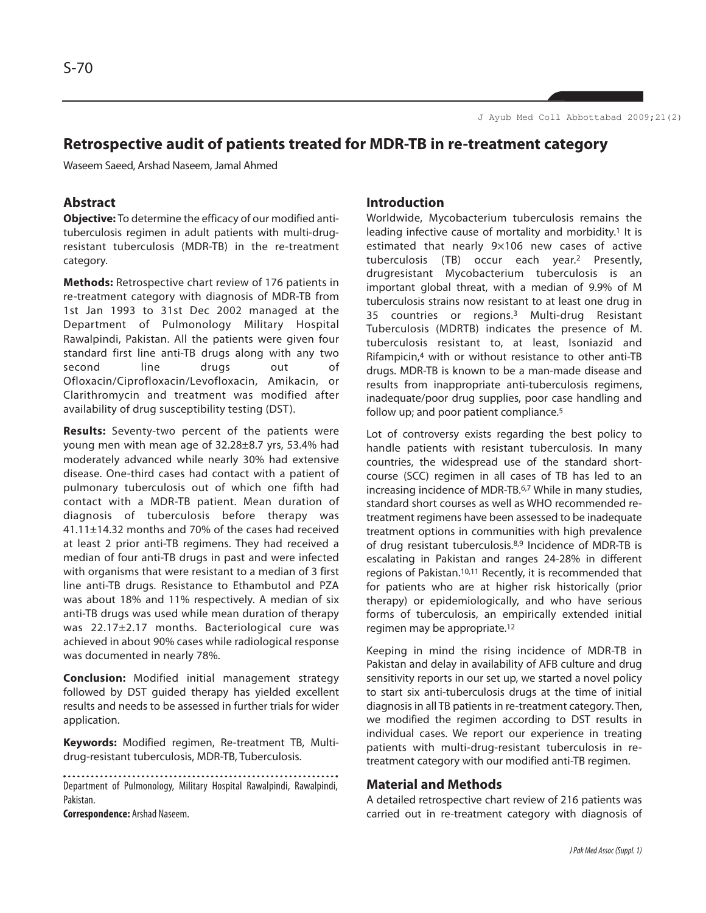# Retrospective audit of patients treated for MDR-TB in re-treatment category

Waseem Saeed, Arshad Naseem, Jamal Ahmed

## Abstract

**Objective:** To determine the efficacy of our modified anti-tuberculosis regimen in adult patients with multi-drug-resistant tuberculosis (MDR-TB) in the re-treatment category.

**Methods:** Retrospective chart review of 176 patients in re-treatment category with diagnosis of MDR-TB from 1st Jan 1993 to 31st Dec 2002 managed at the Department of Pulmonology Military Hospital Rawalpindi, Pakistan. All the patients were given four standard first line anti-TB drugs along with any two second line drugs out of Ofloxacin/Ciprofloxacin/Levofloxacin, Amikacin, or Clarithromycin and treatment was modified after availability of drug susceptibility testing (DST).

**Results:** Seventy-two percent of the patients were young men with mean age of 32.28±8.7 yrs, 53.4% had moderately advanced while nearly 30% had extensive disease. One-third cases had contact with a patient of pulmonary tuberculosis out of which one fifth had contact with a MDR-TB patient. Mean duration of diagnosis of tuberculosis before therapy was 41.11±14.32 months and 70% of the cases had received at least 2 prior anti-TB regimens. They had received a median of four anti-TB drugs in past and were infected with organisms that were resistant to a median of 3 first line anti-TB drugs. Resistance to Ethambutol and PZA was about 18% and 11% respectively. A median of six anti-TB drugs was used while mean duration of therapy was 22.17±2.17 months. Bacteriological cure was achieved in about 90% cases while radiological response was documented in nearly 78%.

**Conclusion:** Modified initial management strategy followed by DST guided therapy has yielded excellent results and needs to be assessed in further trials for wider application.

**Keywords:** Modified regimen, Re-treatment TB, Multi-drug-resistant tuberculosis, MDR-TB, Tuberculosis.

Department of Pulmonology, Military Hospital Rawalpindi, Rawalpindi, Pakistan.

**Correspondence:** Arshad Naseem.

## Introduction

Worldwide, Mycobacterium tuberculosis remains the leading infective cause of mortality and morbidity.[1] It is estimated that nearly 9×106 new cases of active tuberculosis (TB) occur each year.[2] Presently, drugresistant Mycobacterium tuberculosis is an important global threat, with a median of 9.9% of M tuberculosis strains now resistant to at least one drug in 35 countries or regions.[3] Multi-drug Resistant Tuberculosis (MDRTB) indicates the presence of M. tuberculosis resistant to, at least, Isoniazid and Rifampicin,[4] with or without resistance to other anti-TB drugs. MDR-TB is known to be a man-made disease and results from inappropriate anti-tuberculosis regimens, inadequate/poor drug supplies, poor case handling and follow up; and poor patient compliance.[5]

Lot of controversy exists regarding the best policy to handle patients with resistant tuberculosis. In many countries, the widespread use of the standard short-course (SCC) regimen in all cases of TB has led to an increasing incidence of MDR-TB.[6,7] While in many studies, standard short courses as well as WHO recommended re-treatment regimens have been assessed to be inadequate treatment options in communities with high prevalence of drug resistant tuberculosis.[8,9] Incidence of MDR-TB is escalating in Pakistan and ranges 24-28% in different regions of Pakistan.[10,11] Recently, it is recommended that for patients who are at higher risk historically (prior therapy) or epidemiologically, and who have serious forms of tuberculosis, an empirically extended initial regimen may be appropriate.[12]

Keeping in mind the rising incidence of MDR-TB in Pakistan and delay in availability of AFB culture and drug sensitivity reports in our set up, we started a novel policy to start six anti-tuberculosis drugs at the time of initial diagnosis in all TB patients in re-treatment category. Then, we modified the regimen according to DST results in individual cases. We report our experience in treating patients with multi-drug-resistant tuberculosis in re-treatment category with our modified anti-TB regimen.

## Material and Methods

A detailed retrospective chart review of 216 patients was carried out in re-treatment category with diagnosis of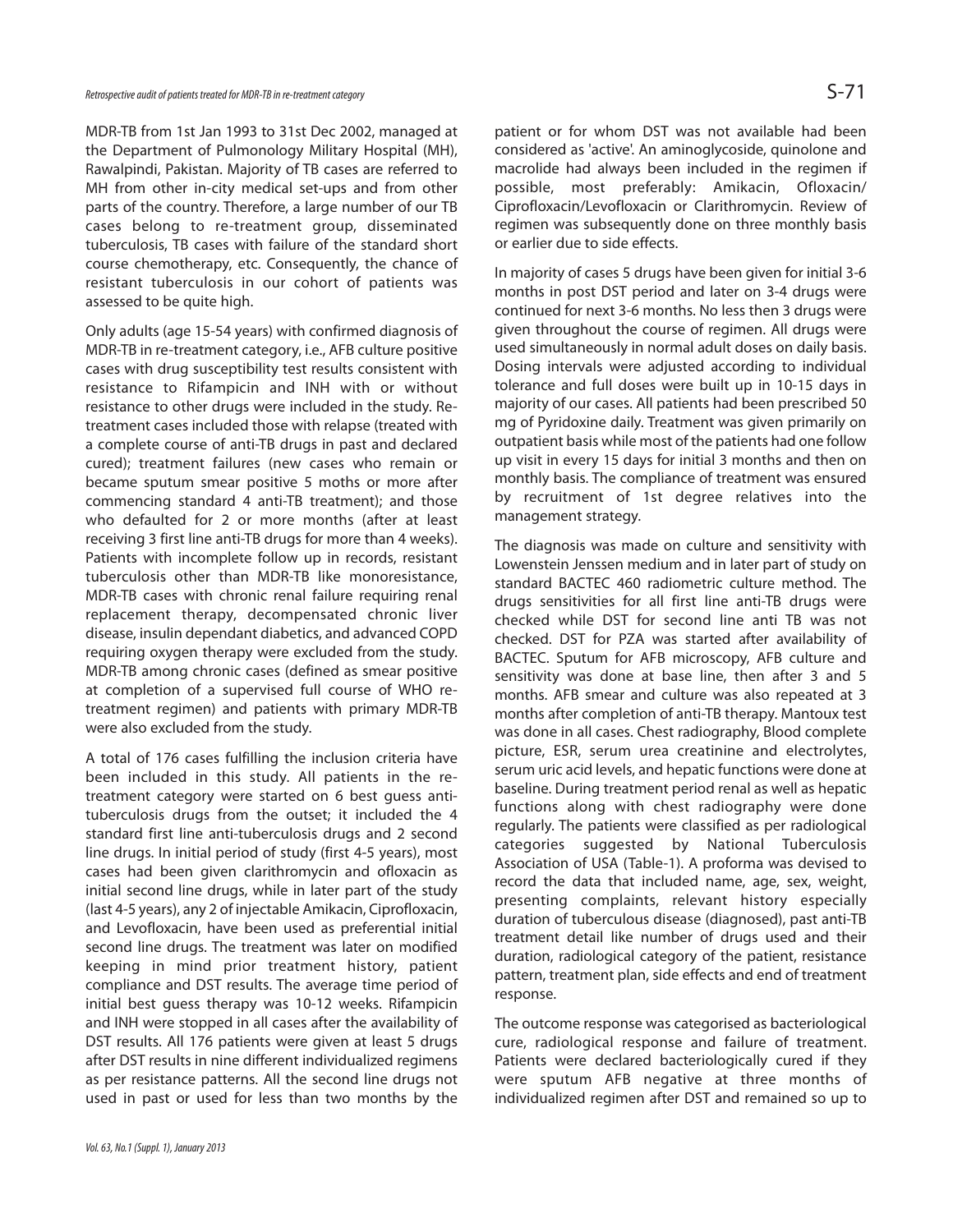MDR-TB from 1st Jan 1993 to 31st Dec 2002, managed at the Department of Pulmonology Military Hospital (MH), Rawalpindi, Pakistan. Majority of TB cases are referred to MH from other in-city medical set-ups and from other parts of the country. Therefore, a large number of our TB cases belong to re-treatment group, disseminated tuberculosis, TB cases with failure of the standard short course chemotherapy, etc. Consequently, the chance of resistant tuberculosis in our cohort of patients was assessed to be quite high.

Only adults (age 15-54 years) with confirmed diagnosis of MDR-TB in re-treatment category, i.e., AFB culture positive cases with drug susceptibility test results consistent with resistance to Rifampicin and INH with or without resistance to other drugs were included in the study. Re-treatment cases included those with relapse (treated with a complete course of anti-TB drugs in past and declared cured); treatment failures (new cases who remain or became sputum smear positive 5 moths or more after commencing standard 4 anti-TB treatment); and those who defaulted for 2 or more months (after at least receiving 3 first line anti-TB drugs for more than 4 weeks). Patients with incomplete follow up in records, resistant tuberculosis other than MDR-TB like monoresistance, MDR-TB cases with chronic renal failure requiring renal replacement therapy, decompensated chronic liver disease, insulin dependant diabetics, and advanced COPD requiring oxygen therapy were excluded from the study. MDR-TB among chronic cases (defined as smear positive at completion of a supervised full course of WHO re-treatment regimen) and patients with primary MDR-TB were also excluded from the study.

A total of 176 cases fulfilling the inclusion criteria have been included in this study. All patients in the re-treatment category were started on 6 best guess anti-tuberculosis drugs from the outset; it included the 4 standard first line anti-tuberculosis drugs and 2 second line drugs. In initial period of study (first 4-5 years), most cases had been given clarithromycin and ofloxacin as initial second line drugs, while in later part of the study (last 4-5 years), any 2 of injectable Amikacin, Ciprofloxacin, and Levofloxacin, have been used as preferential initial second line drugs. The treatment was later on modified keeping in mind prior treatment history, patient compliance and DST results. The average time period of initial best guess therapy was 10-12 weeks. Rifampicin and INH were stopped in all cases after the availability of DST results. All 176 patients were given at least 5 drugs after DST results in nine different individualized regimens as per resistance patterns. All the second line drugs not used in past or used for less than two months by the patient or for whom DST was not available had been considered as 'active'. An aminoglycoside, quinolone and macrolide had always been included in the regimen if possible, most preferably: Amikacin, Ofloxacin/ Ciprofloxacin/Levofloxacin or Clarithromycin. Review of regimen was subsequently done on three monthly basis or earlier due to side effects.

In majority of cases 5 drugs have been given for initial 3-6 months in post DST period and later on 3-4 drugs were continued for next 3-6 months. No less then 3 drugs were given throughout the course of regimen. All drugs were used simultaneously in normal adult doses on daily basis. Dosing intervals were adjusted according to individual tolerance and full doses were built up in 10-15 days in majority of our cases. All patients had been prescribed 50 mg of Pyridoxine daily. Treatment was given primarily on outpatient basis while most of the patients had one follow up visit in every 15 days for initial 3 months and then on monthly basis. The compliance of treatment was ensured by recruitment of 1st degree relatives into the management strategy.

The diagnosis was made on culture and sensitivity with Lowenstein Jenssen medium and in later part of study on standard BACTEC 460 radiometric culture method. The drugs sensitivities for all first line anti-TB drugs were checked while DST for second line anti TB was not checked. DST for PZA was started after availability of BACTEC. Sputum for AFB microscopy, AFB culture and sensitivity was done at base line, then after 3 and 5 months. AFB smear and culture was also repeated at 3 months after completion of anti-TB therapy. Mantoux test was done in all cases. Chest radiography, Blood complete picture, ESR, serum urea creatinine and electrolytes, serum uric acid levels, and hepatic functions were done at baseline. During treatment period renal as well as hepatic functions along with chest radiography were done regularly. The patients were classified as per radiological categories suggested by National Tuberculosis Association of USA (Table-1). A proforma was devised to record the data that included name, age, sex, weight, presenting complaints, relevant history especially duration of tuberculous disease (diagnosed), past anti-TB treatment detail like number of drugs used and their duration, radiological category of the patient, resistance pattern, treatment plan, side effects and end of treatment response.

The outcome response was categorised as bacteriological cure, radiological response and failure of treatment. Patients were declared bacteriologically cured if they were sputum AFB negative at three months of individualized regimen after DST and remained so up to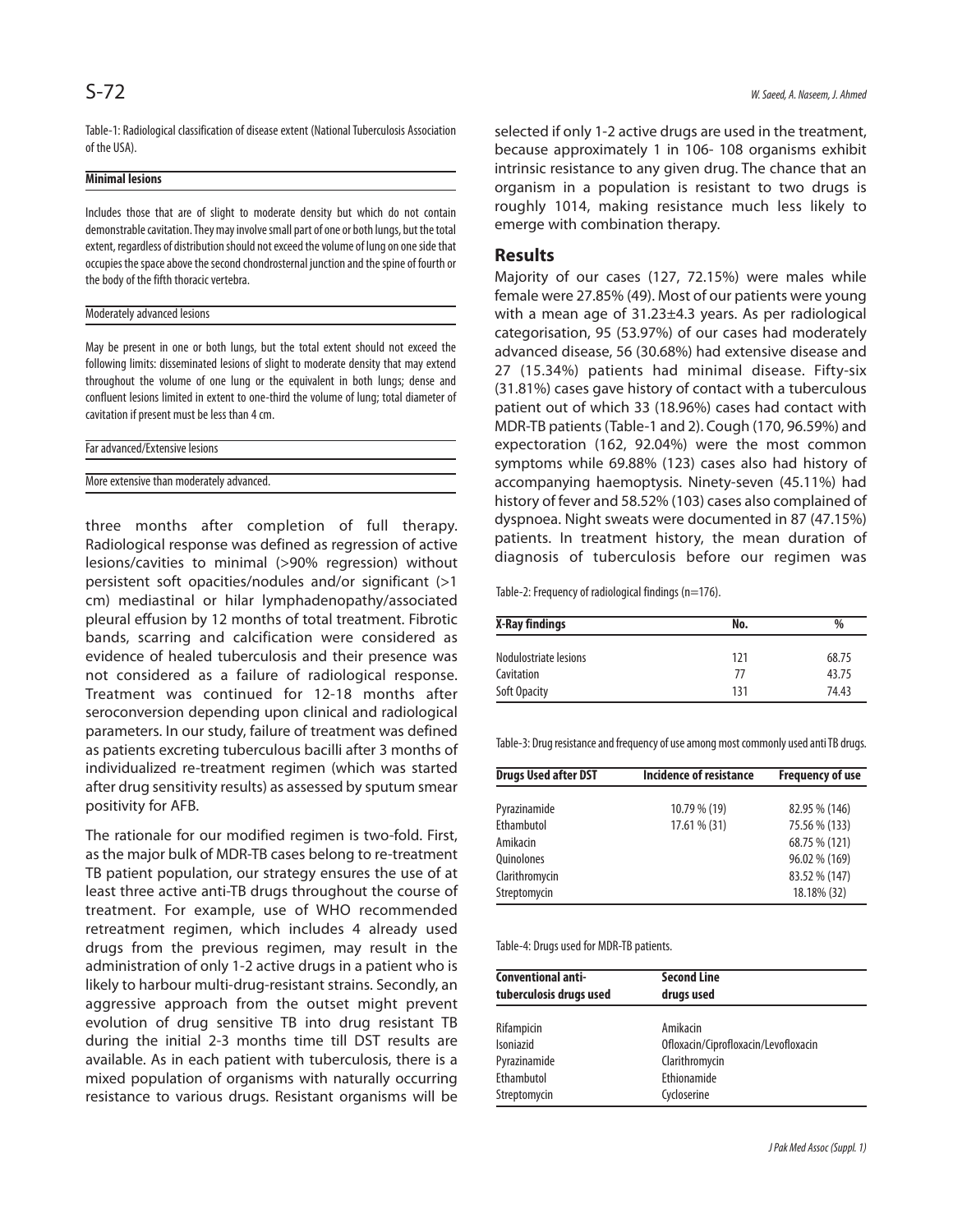Table-1: Radiological classification of disease extent (National Tuberculosis Association of the USA).

| **Minimal lesions** |
|---|
| Includes those that are of slight to moderate density but which do not contain demonstrable cavitation. They may involve small part of one or both lungs, but the total extent, regardless of distribution should not exceed the volume of lung on one side that occupies the space above the second chondrosternal junction and the spine of fourth or the body of the fifth thoracic vertebra. |
| Moderately advanced lesions |
| May be present in one or both lungs, but the total extent should not exceed the following limits: disseminated lesions of slight to moderate density that may extend throughout the volume of one lung or the equivalent in both lungs; dense and confluent lesions limited in extent to one-third the volume of lung; total diameter of cavitation if present must be less than 4 cm. |
| Far advanced/Extensive lesions |
| More extensive than moderately advanced. |

three months after completion of full therapy. Radiological response was defined as regression of active lesions/cavities to minimal (>90% regression) without persistent soft opacities/nodules and/or significant (>1 cm) mediastinal or hilar lymphadenopathy/associated pleural effusion by 12 months of total treatment. Fibrotic bands, scarring and calcification were considered as evidence of healed tuberculosis and their presence was not considered as a failure of radiological response. Treatment was continued for 12-18 months after seroconversion depending upon clinical and radiological parameters. In our study, failure of treatment was defined as patients excreting tuberculous bacilli after 3 months of individualized re-treatment regimen (which was started after drug sensitivity results) as assessed by sputum smear positivity for AFB.

The rationale for our modified regimen is two-fold. First, as the major bulk of MDR-TB cases belong to re-treatment TB patient population, our strategy ensures the use of at least three active anti-TB drugs throughout the course of treatment. For example, use of WHO recommended retreatment regimen, which includes 4 already used drugs from the previous regimen, may result in the administration of only 1-2 active drugs in a patient who is likely to harbour multi-drug-resistant strains. Secondly, an aggressive approach from the outset might prevent evolution of drug sensitive TB into drug resistant TB during the initial 2-3 months time till DST results are available. As in each patient with tuberculosis, there is a mixed population of organisms with naturally occurring resistance to various drugs. Resistant organisms will be selected if only 1-2 active drugs are used in the treatment, because approximately 1 in 106- 108 organisms exhibit intrinsic resistance to any given drug. The chance that an organism in a population is resistant to two drugs is roughly 1014, making resistance much less likely to emerge with combination therapy.

## Results

Majority of our cases (127, 72.15%) were males while female were 27.85% (49). Most of our patients were young with a mean age of 31.23±4.3 years. As per radiological categorisation, 95 (53.97%) of our cases had moderately advanced disease, 56 (30.68%) had extensive disease and 27 (15.34%) patients had minimal disease. Fifty-six (31.81%) cases gave history of contact with a tuberculous patient out of which 33 (18.96%) cases had contact with MDR-TB patients (Table-1 and 2). Cough (170, 96.59%) and expectoration (162, 92.04%) were the most common symptoms while 69.88% (123) cases also had history of accompanying haemoptysis. Ninety-seven (45.11%) had history of fever and 58.52% (103) cases also complained of dyspnoea. Night sweats were documented in 87 (47.15%) patients. In treatment history, the mean duration of diagnosis of tuberculosis before our regimen was

Table-2: Frequency of radiological findings (n=176).

| X-Ray findings | No. | % |
|---|---|---|
| Nodulostriate lesions | 121 | 68.75 |
| Cavitation | 77 | 43.75 |
| Soft Opacity | 131 | 74.43 |

Table-3: Drug resistance and frequency of use among most commonly used anti TB drugs.

| Drugs Used after DST | Incidence of resistance | Frequency of use |
|---|---|---|
| Pyrazinamide | 10.79 % (19) | 82.95 % (146) |
| Ethambutol | 17.61 % (31) | 75.56 % (133) |
| Amikacin | | 68.75 % (121) |
| Quinolones | | 96.02 % (169) |
| Clarithromycin | | 83.52 % (147) |
| Streptomycin | | 18.18% (32) |

Table-4: Drugs used for MDR-TB patients.

| Conventional anti-tuberculosis drugs used | Second Line drugs used |
|---|---|
| Rifampicin | Amikacin |
| Isoniazid | Ofloxacin/Ciprofloxacin/Levofloxacin |
| Pyrazinamide | Clarithromycin |
| Ethambutol | Ethionamide |
| Streptomycin | Cycloserine |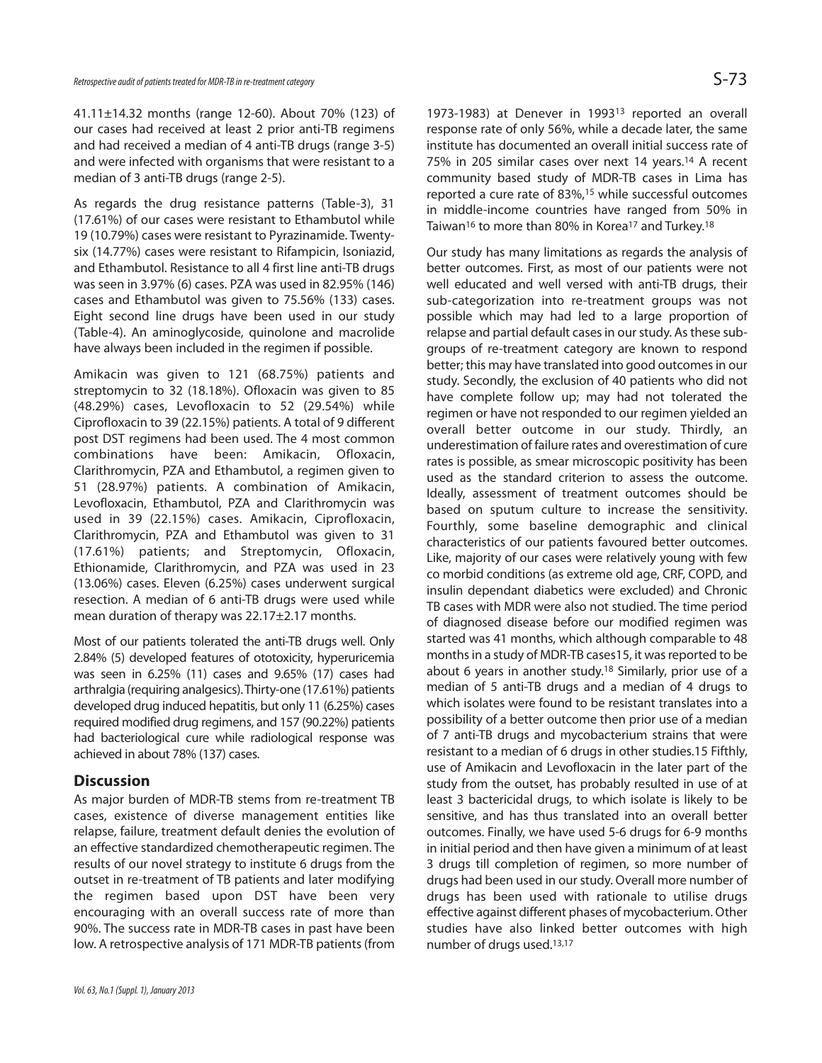41.11±14.32 months (range 12-60). About 70% (123) of our cases had received at least 2 prior anti-TB regimens and had received a median of 4 anti-TB drugs (range 3-5) and were infected with organisms that were resistant to a median of 3 anti-TB drugs (range 2-5).

As regards the drug resistance patterns (Table-3), 31 (17.61%) of our cases were resistant to Ethambutol while 19 (10.79%) cases were resistant to Pyrazinamide. Twenty-six (14.77%) cases were resistant to Rifampicin, Isoniazid, and Ethambutol. Resistance to all 4 first line anti-TB drugs was seen in 3.97% (6) cases. PZA was used in 82.95% (146) cases and Ethambutol was given to 75.56% (133) cases. Eight second line drugs have been used in our study (Table-4). An aminoglycoside, quinolone and macrolide have always been included in the regimen if possible.

Amikacin was given to 121 (68.75%) patients and streptomycin to 32 (18.18%). Ofloxacin was given to 85 (48.29%) cases, Levofloxacin to 52 (29.54%) while Ciprofloxacin to 39 (22.15%) patients. A total of 9 different post DST regimens had been used. The 4 most common combinations have been: Amikacin, Ofloxacin, Clarithromycin, PZA and Ethambutol, a regimen given to 51 (28.97%) patients. A combination of Amikacin, Levofloxacin, Ethambutol, PZA and Clarithromycin was used in 39 (22.15%) cases. Amikacin, Ciprofloxacin, Clarithromycin, PZA and Ethambutol was given to 31 (17.61%) patients; and Streptomycin, Ofloxacin, Ethionamide, Clarithromycin, and PZA was used in 23 (13.06%) cases. Eleven (6.25%) cases underwent surgical resection. A median of 6 anti-TB drugs were used while mean duration of therapy was 22.17±2.17 months.

Most of our patients tolerated the anti-TB drugs well. Only 2.84% (5) developed features of ototoxicity, hyperuricemia was seen in 6.25% (11) cases and 9.65% (17) cases had arthralgia (requiring analgesics). Thirty-one (17.61%) patients developed drug induced hepatitis, but only 11 (6.25%) cases required modified drug regimens, and 157 (90.22%) patients had bacteriological cure while radiological response was achieved in about 78% (137) cases.

## Discussion

As major burden of MDR-TB stems from re-treatment TB cases, existence of diverse management entities like relapse, failure, treatment default denies the evolution of an effective standardized chemotherapeutic regimen. The results of our novel strategy to institute 6 drugs from the outset in re-treatment of TB patients and later modifying the regimen based upon DST have been very encouraging with an overall success rate of more than 90%. The success rate in MDR-TB cases in past have been low. A retrospective analysis of 171 MDR-TB patients (from 1973-1983) at Denever in 1993[13] reported an overall response rate of only 56%, while a decade later, the same institute has documented an overall initial success rate of 75% in 205 similar cases over next 14 years.[14] A recent community based study of MDR-TB cases in Lima has reported a cure rate of 83%,[15] while successful outcomes in middle-income countries have ranged from 50% in Taiwan[16] to more than 80% in Korea[17] and Turkey.[18]

Our study has many limitations as regards the analysis of better outcomes. First, as most of our patients were not well educated and well versed with anti-TB drugs, their sub-categorization into re-treatment groups was not possible which may had led to a large proportion of relapse and partial default cases in our study. As these sub-groups of re-treatment category are known to respond better; this may have translated into good outcomes in our study. Secondly, the exclusion of 40 patients who did not have complete follow up; may had not tolerated the regimen or have not responded to our regimen yielded an overall better outcome in our study. Thirdly, an underestimation of failure rates and overestimation of cure rates is possible, as smear microscopic positivity has been used as the standard criterion to assess the outcome. Ideally, assessment of treatment outcomes should be based on sputum culture to increase the sensitivity. Fourthly, some baseline demographic and clinical characteristics of our patients favoured better outcomes. Like, majority of our cases were relatively young with few co morbid conditions (as extreme old age, CRF, COPD, and insulin dependant diabetics were excluded) and Chronic TB cases with MDR were also not studied. The time period of diagnosed disease before our modified regimen was started was 41 months, which although comparable to 48 months in a study of MDR-TB cases15, it was reported to be about 6 years in another study.[18] Similarly, prior use of a median of 5 anti-TB drugs and a median of 4 drugs to which isolates were found to be resistant translates into a possibility of a better outcome then prior use of a median of 7 anti-TB drugs and mycobacterium strains that were resistant to a median of 6 drugs in other studies.15 Fifthly, use of Amikacin and Levofloxacin in the later part of the study from the outset, has probably resulted in use of at least 3 bactericidal drugs, to which isolate is likely to be sensitive, and has thus translated into an overall better outcomes. Finally, we have used 5-6 drugs for 6-9 months in initial period and then have given a minimum of at least 3 drugs till completion of regimen, so more number of drugs had been used in our study. Overall more number of drugs has been used with rationale to utilise drugs effective against different phases of mycobacterium. Other studies have also linked better outcomes with high number of drugs used.[13,17]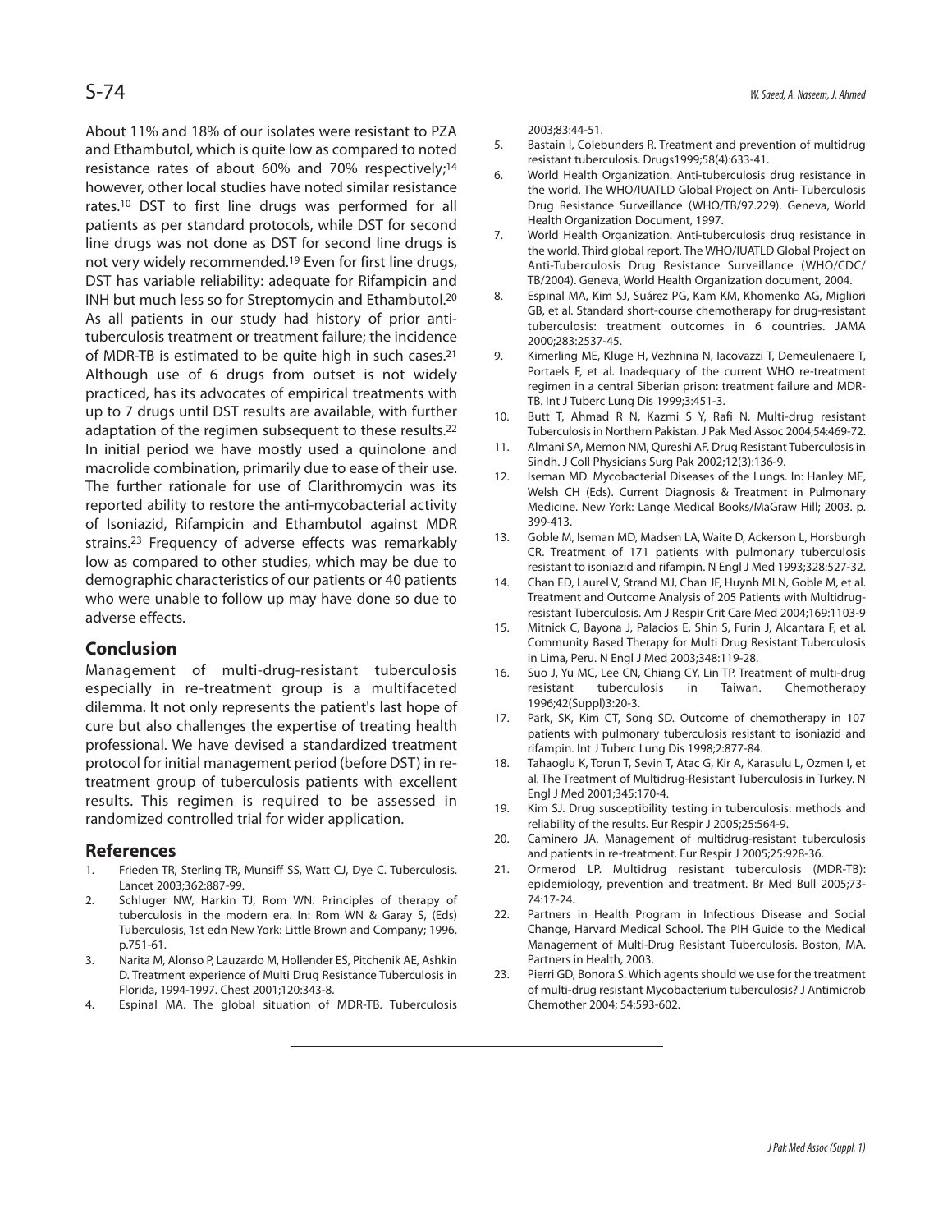About 11% and 18% of our isolates were resistant to PZA and Ethambutol, which is quite low as compared to noted resistance rates of about 60% and 70% respectively;[14] however, other local studies have noted similar resistance rates.[10] DST to first line drugs was performed for all patients as per standard protocols, while DST for second line drugs was not done as DST for second line drugs is not very widely recommended.[19] Even for first line drugs, DST has variable reliability: adequate for Rifampicin and INH but much less so for Streptomycin and Ethambutol.[20] As all patients in our study had history of prior anti-tuberculosis treatment or treatment failure; the incidence of MDR-TB is estimated to be quite high in such cases.[21] Although use of 6 drugs from outset is not widely practiced, has its advocates of empirical treatments with up to 7 drugs until DST results are available, with further adaptation of the regimen subsequent to these results.[22] In initial period we have mostly used a quinolone and macrolide combination, primarily due to ease of their use. The further rationale for use of Clarithromycin was its reported ability to restore the anti-mycobacterial activity of Isoniazid, Rifampicin and Ethambutol against MDR strains.[23] Frequency of adverse effects was remarkably low as compared to other studies, which may be due to demographic characteristics of our patients or 40 patients who were unable to follow up may have done so due to adverse effects.

## Conclusion

Management of multi-drug-resistant tuberculosis especially in re-treatment group is a multifaceted dilemma. It not only represents the patient's last hope of cure but also challenges the expertise of treating health professional. We have devised a standardized treatment protocol for initial management period (before DST) in re-treatment group of tuberculosis patients with excellent results. This regimen is required to be assessed in randomized controlled trial for wider application.

## References

1. Frieden TR, Sterling TR, Munsiff SS, Watt CJ, Dye C. Tuberculosis. Lancet 2003;362:887-99.
2. Schluger NW, Harkin TJ, Rom WN. Principles of therapy of tuberculosis in the modern era. In: Rom WN & Garay S, (Eds) Tuberculosis, 1st edn New York: Little Brown and Company; 1996. p.751-61.
3. Narita M, Alonso P, Lauzardo M, Hollender ES, Pitchenik AE, Ashkin D. Treatment experience of Multi Drug Resistance Tuberculosis in Florida, 1994-1997. Chest 2001;120:343-8.
4. Espinal MA. The global situation of MDR-TB. Tuberculosis 2003;83:44-51.
5. Bastain I, Colebunders R. Treatment and prevention of multidrug resistant tuberculosis. Drugs1999;58(4):633-41.
6. World Health Organization. Anti-tuberculosis drug resistance in the world. The WHO/IUATLD Global Project on Anti- Tuberculosis Drug Resistance Surveillance (WHO/TB/97.229). Geneva, World Health Organization Document, 1997.
7. World Health Organization. Anti-tuberculosis drug resistance in the world. Third global report. The WHO/IUATLD Global Project on Anti-Tuberculosis Drug Resistance Surveillance (WHO/CDC/TB/2004). Geneva, World Health Organization document, 2004.
8. Espinal MA, Kim SJ, Suárez PG, Kam KM, Khomenko AG, Migliori GB, et al. Standard short-course chemotherapy for drug-resistant tuberculosis: treatment outcomes in 6 countries. JAMA 2000;283:2537-45.
9. Kimerling ME, Kluge H, Vezhnina N, Iacovazzi T, Demeulenaere T, Portaels F, et al. Inadequacy of the current WHO re-treatment regimen in a central Siberian prison: treatment failure and MDR-TB. Int J Tuberc Lung Dis 1999;3:451-3.
10. Butt T, Ahmad R N, Kazmi S Y, Rafi N. Multi-drug resistant Tuberculosis in Northern Pakistan. J Pak Med Assoc 2004;54:469-72.
11. Almani SA, Memon NM, Qureshi AF. Drug Resistant Tuberculosis in Sindh. J Coll Physicians Surg Pak 2002;12(3):136-9.
12. Iseman MD. Mycobacterial Diseases of the Lungs. In: Hanley ME, Welsh CH (Eds). Current Diagnosis & Treatment in Pulmonary Medicine. New York: Lange Medical Books/MaGraw Hill; 2003. p. 399-413.
13. Goble M, Iseman MD, Madsen LA, Waite D, Ackerson L, Horsburgh CR. Treatment of 171 patients with pulmonary tuberculosis resistant to isoniazid and rifampin. N Engl J Med 1993;328:527-32.
14. Chan ED, Laurel V, Strand MJ, Chan JF, Huynh MLN, Goble M, et al. Treatment and Outcome Analysis of 205 Patients with Multidrug-resistant Tuberculosis. Am J Respir Crit Care Med 2004;169:1103-9
15. Mitnick C, Bayona J, Palacios E, Shin S, Furin J, Alcantara F, et al. Community Based Therapy for Multi Drug Resistant Tuberculosis in Lima, Peru. N Engl J Med 2003;348:119-28.
16. Suo J, Yu MC, Lee CN, Chiang CY, Lin TP. Treatment of multi-drug resistant tuberculosis in Taiwan. Chemotherapy 1996;42(Suppl)3:20-3.
17. Park, SK, Kim CT, Song SD. Outcome of chemotherapy in 107 patients with pulmonary tuberculosis resistant to isoniazid and rifampin. Int J Tuberc Lung Dis 1998;2:877-84.
18. Tahaoglu K, Torun T, Sevin T, Atac G, Kir A, Karasulu L, Ozmen I, et al. The Treatment of Multidrug-Resistant Tuberculosis in Turkey. N Engl J Med 2001;345:170-4.
19. Kim SJ. Drug susceptibility testing in tuberculosis: methods and reliability of the results. Eur Respir J 2005;25:564-9.
20. Caminero JA. Management of multidrug-resistant tuberculosis and patients in re-treatment. Eur Respir J 2005;25:928-36.
21. Ormerod LP. Multidrug resistant tuberculosis (MDR-TB): epidemiology, prevention and treatment. Br Med Bull 2005;73-74:17-24.
22. Partners in Health Program in Infectious Disease and Social Change, Harvard Medical School. The PIH Guide to the Medical Management of Multi-Drug Resistant Tuberculosis. Boston, MA. Partners in Health, 2003.
23. Pierri GD, Bonora S. Which agents should we use for the treatment of multi-drug resistant Mycobacterium tuberculosis? J Antimicrob Chemother 2004; 54:593-602.